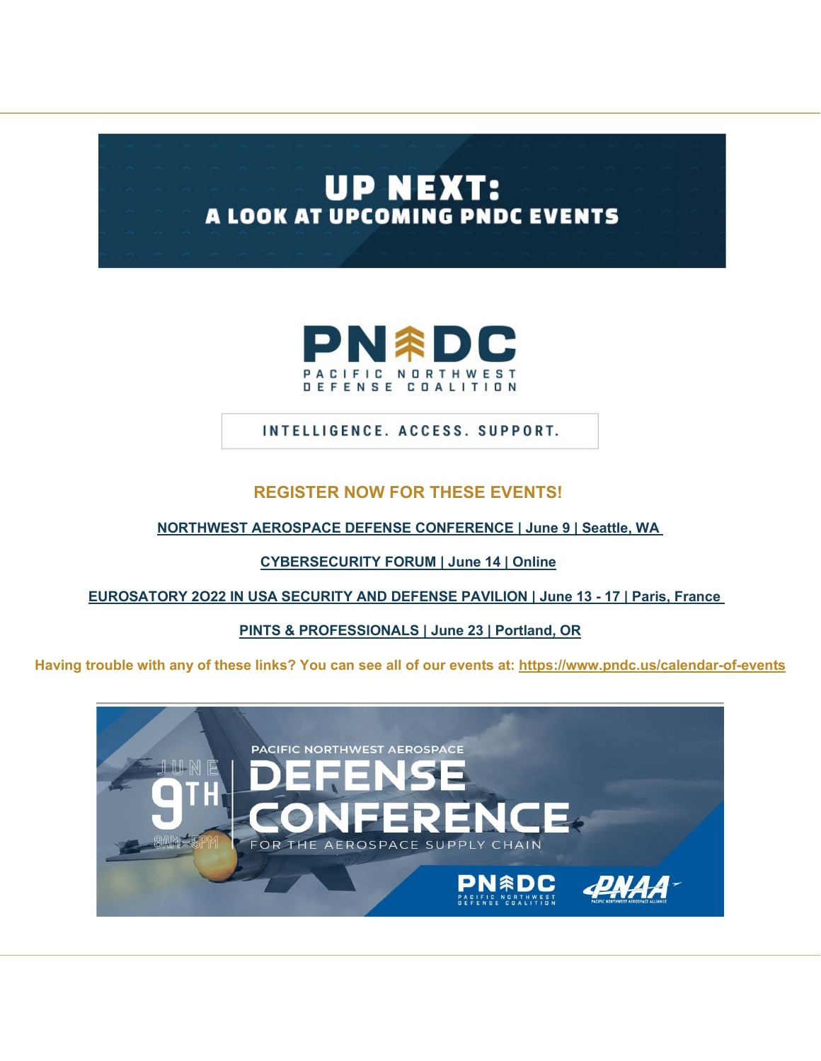# UP NEXT:
## A LOOK AT UPCOMING PNDC EVENTS

PNDC
PACIFIC NORTHWEST DEFENSE COALITION

INTELLIGENCE. ACCESS. SUPPORT.

## REGISTER NOW FOR THESE EVENTS!

**NORTHWEST AEROSPACE DEFENSE CONFERENCE | June 9 | Seattle, WA**

**CYBERSECURITY FORUM | June 14 | Online**

**EUROSATORY 2O22 IN USA SECURITY AND DEFENSE PAVILION | June 13 - 17 | Paris, France**

**PINTS & PROFESSIONALS | June 23 | Portland, OR**

**Having trouble with any of these links? You can see all of our events at: https://www.pndc.us/calendar-of-events**

JUNE 9TH 8AM–5PM

PACIFIC NORTHWEST AEROSPACE DEFENSE CONFERENCE FOR THE AEROSPACE SUPPLY CHAIN

PNDC PACIFIC NORTHWEST DEFENSE COALITION

PNAA PACIFIC NORTHWEST AEROSPACE ALLIANCE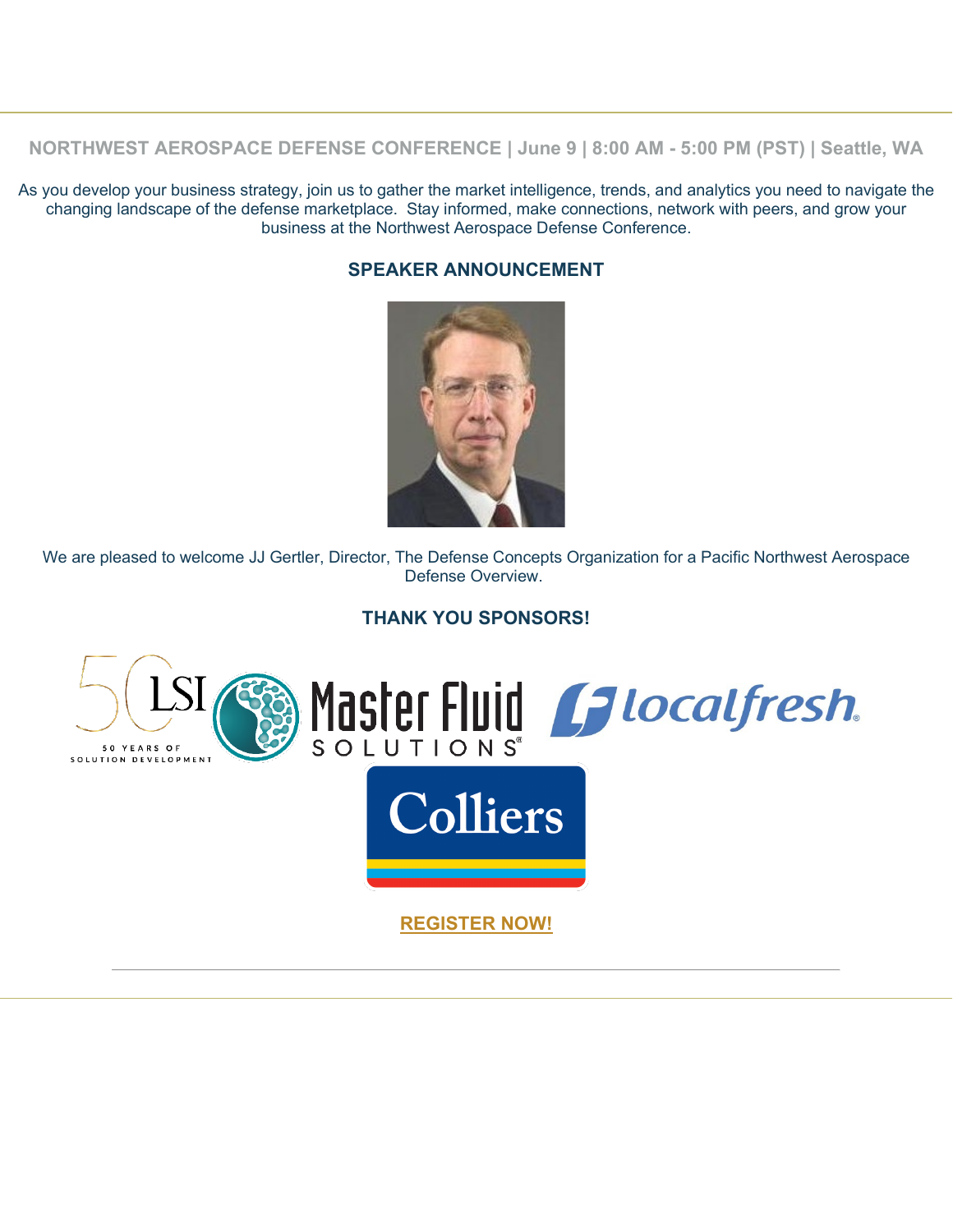**NORTHWEST AEROSPACE DEFENSE CONFERENCE | June 9 | 8:00 AM - 5:00 PM (PST) | Seattle, WA**

As you develop your business strategy, join us to gather the market intelligence, trends, and analytics you need to navigate the changing landscape of the defense marketplace. Stay informed, make connections, network with peers, and grow your business at the Northwest Aerospace Defense Conference.

## SPEAKER ANNOUNCEMENT

We are pleased to welcome JJ Gertler, Director, The Defense Concepts Organization for a Pacific Northwest Aerospace Defense Overview.

## THANK YOU SPONSORS!

50 LSI 50 YEARS OF SOLUTION DEVELOPMENT

Master Fluid SOLUTIONS

localfresh

Colliers

**REGISTER NOW!**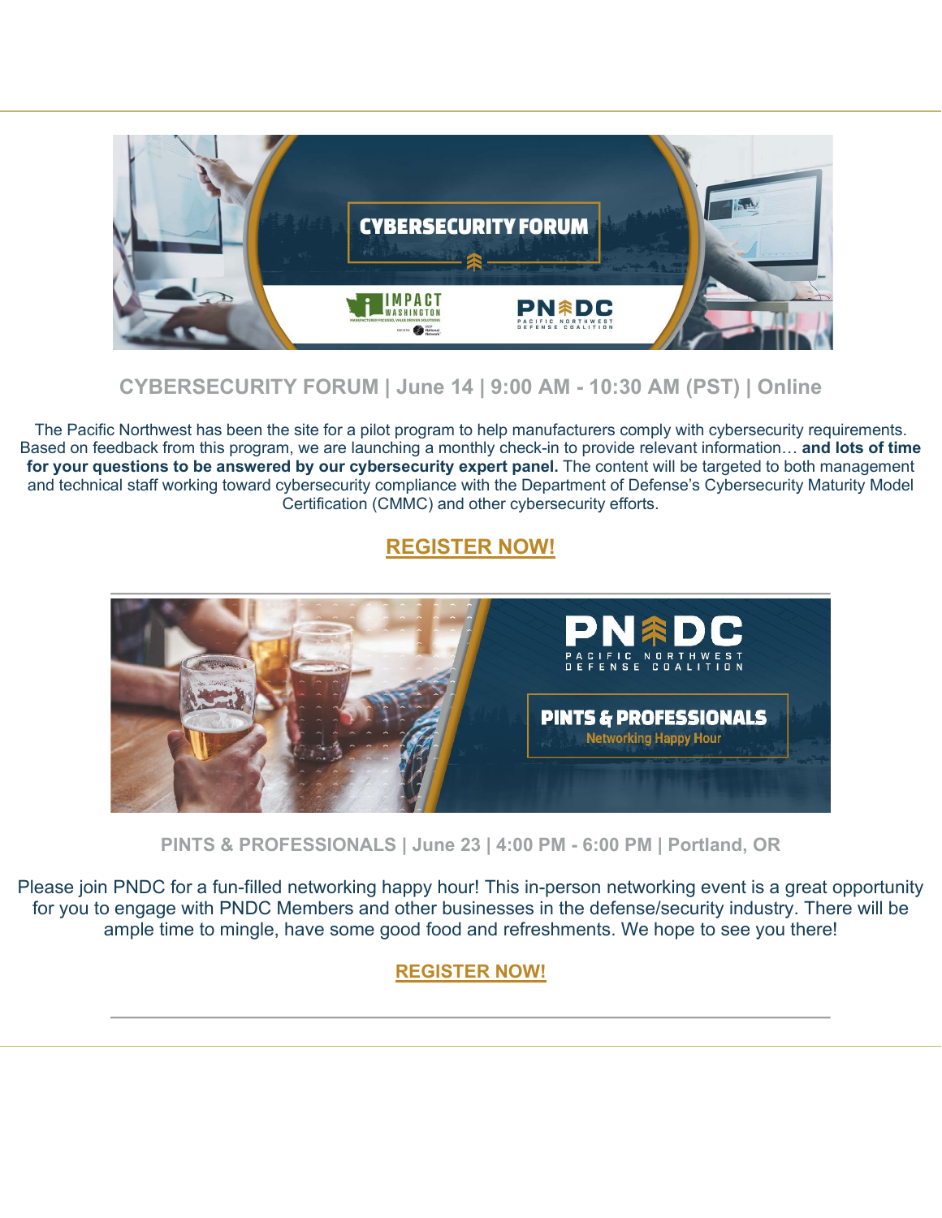## CYBERSECURITY FORUM | June 14 | 9:00 AM - 10:30 AM (PST) | Online

The Pacific Northwest has been the site for a pilot program to help manufacturers comply with cybersecurity requirements. Based on feedback from this program, we are launching a monthly check-in to provide relevant information… **and lots of time for your questions to be answered by our cybersecurity expert panel.** The content will be targeted to both management and technical staff working toward cybersecurity compliance with the Department of Defense's Cybersecurity Maturity Model Certification (CMMC) and other cybersecurity efforts.

**REGISTER NOW!**

---

## PINTS & PROFESSIONALS | June 23 | 4:00 PM - 6:00 PM | Portland, OR

Please join PNDC for a fun-filled networking happy hour! This in-person networking event is a great opportunity for you to engage with PNDC Members and other businesses in the defense/security industry. There will be ample time to mingle, have some good food and refreshments. We hope to see you there!

**REGISTER NOW!**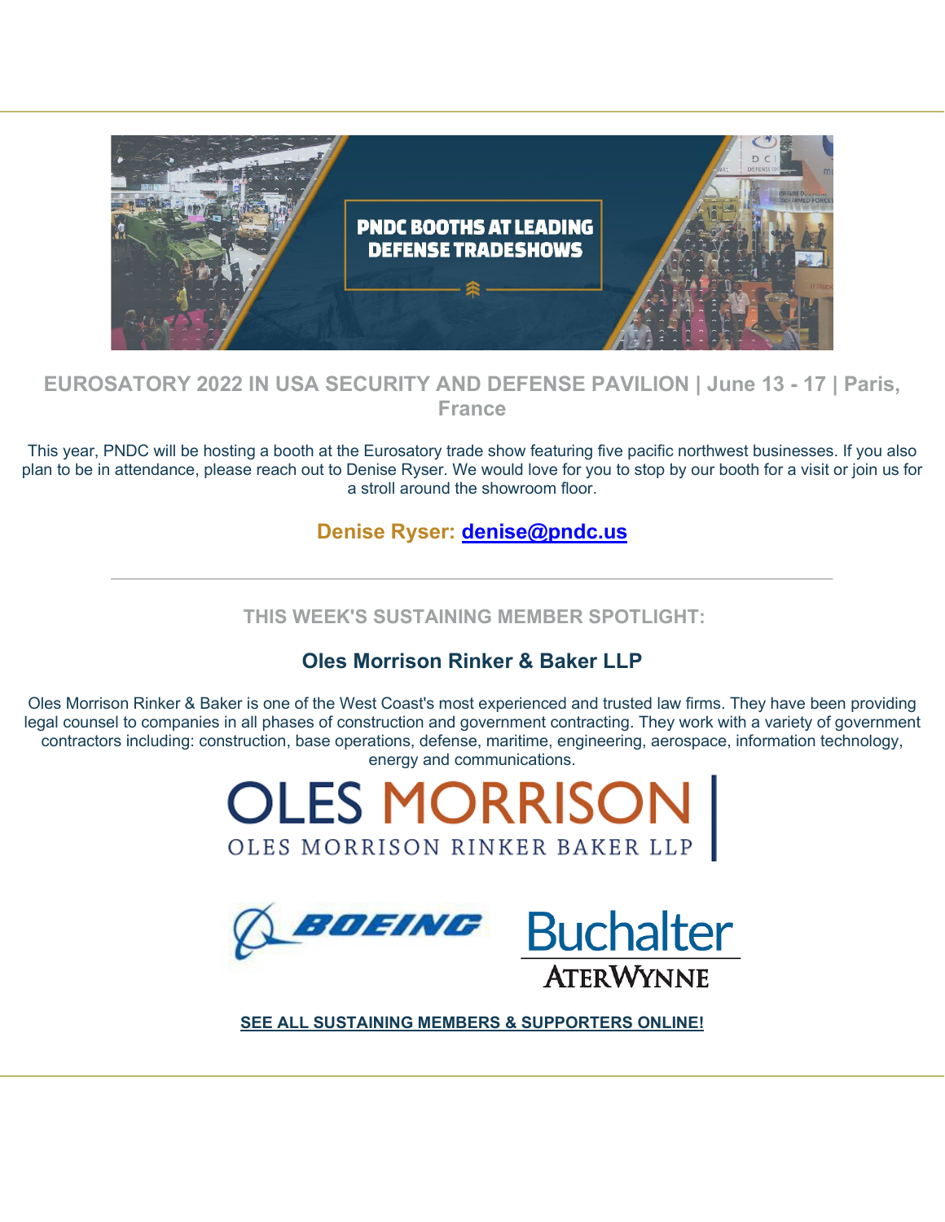PNDC BOOTHS AT LEADING DEFENSE TRADESHOWS

## EUROSATORY 2022 IN USA SECURITY AND DEFENSE PAVILION | June 13 - 17 | Paris, France

This year, PNDC will be hosting a booth at the Eurosatory trade show featuring five pacific northwest businesses. If you also plan to be in attendance, please reach out to Denise Ryser. We would love for you to stop by our booth for a visit or join us for a stroll around the showroom floor.

**Denise Ryser: denise@pndc.us**

---

## THIS WEEK'S SUSTAINING MEMBER SPOTLIGHT:

### Oles Morrison Rinker & Baker LLP

Oles Morrison Rinker & Baker is one of the West Coast's most experienced and trusted law firms. They have been providing legal counsel to companies in all phases of construction and government contracting. They work with a variety of government contractors including: construction, base operations, defense, maritime, engineering, aerospace, information technology, energy and communications.

OLES MORRISON
OLES MORRISON RINKER BAKER LLP

BOEING

Buchalter
ATERWYNNE

**SEE ALL SUSTAINING MEMBERS & SUPPORTERS ONLINE!**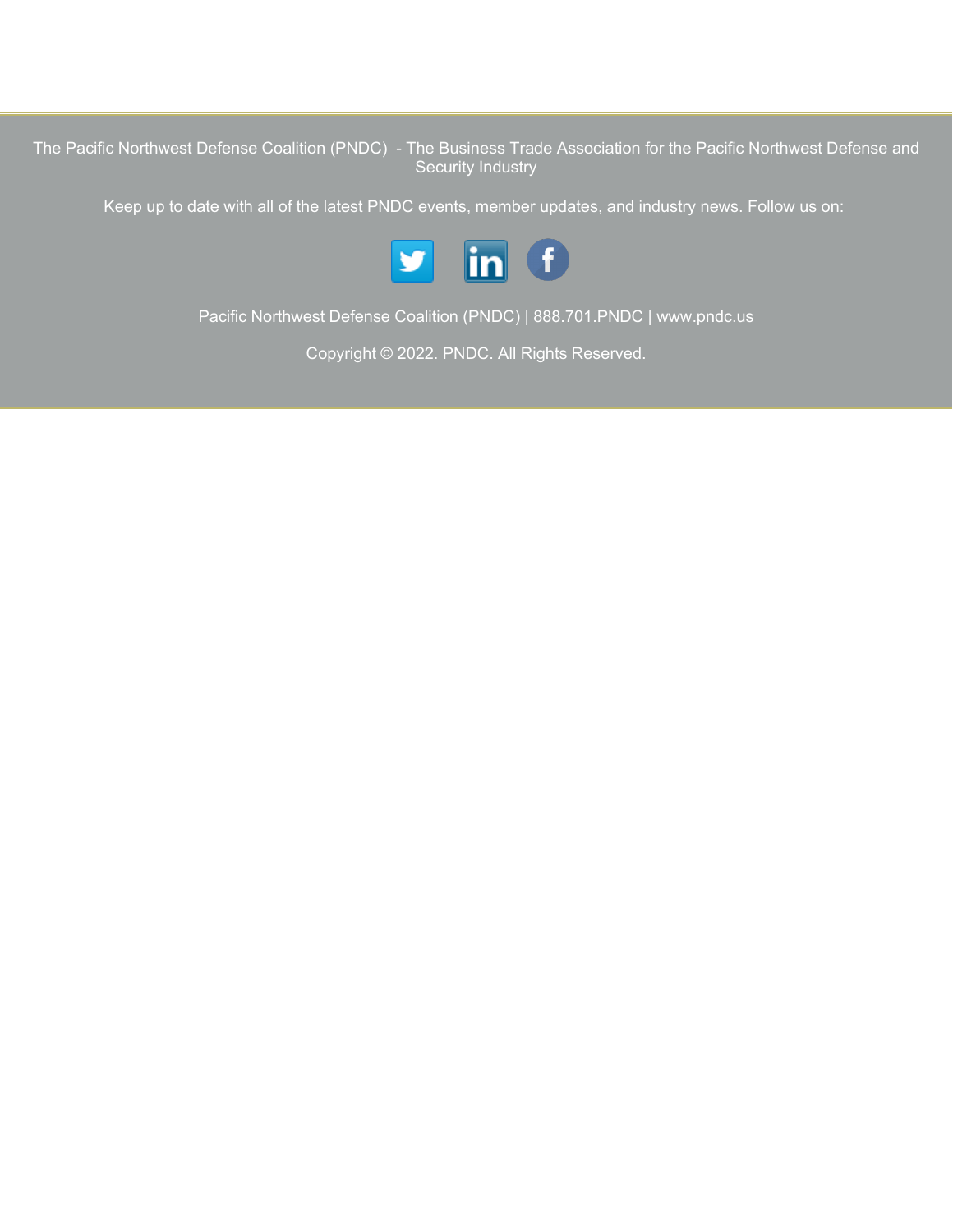The Pacific Northwest Defense Coalition (PNDC) - The Business Trade Association for the Pacific Northwest Defense and Security Industry

Keep up to date with all of the latest PNDC events, member updates, and industry news. Follow us on:

Pacific Northwest Defense Coalition (PNDC) | 888.701.PNDC | www.pndc.us

Copyright © 2022. PNDC. All Rights Reserved.